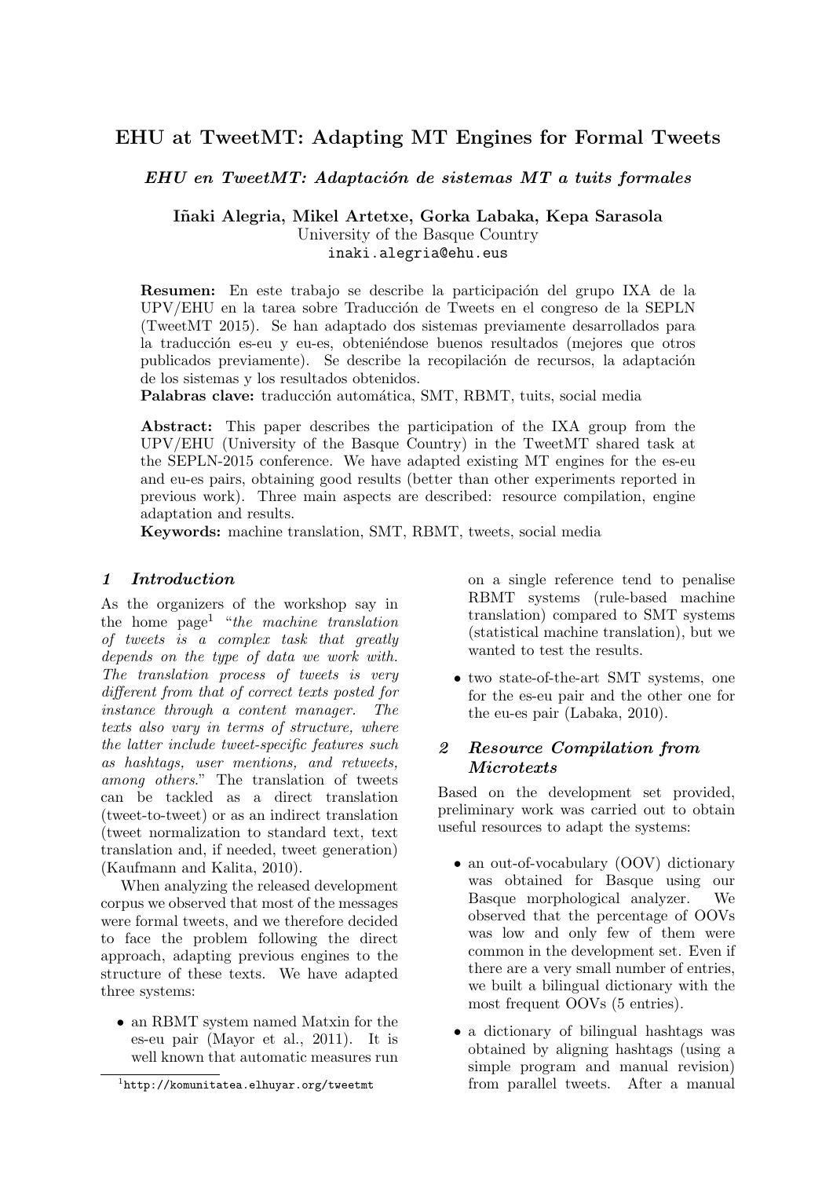# EHU at TweetMT: Adapting MT Engines for Formal Tweets

## *EHU en TweetMT: Adaptación de sistemas MT a tuits formales*

**Iñaki Alegria, Mikel Artetxe, Gorka Labaka, Kepa Sarasola**
University of the Basque Country
inaki.alegria@ehu.eus

**Resumen:** En este trabajo se describe la participación del grupo IXA de la UPV/EHU en la tarea sobre Traducción de Tweets en el congreso de la SEPLN (TweetMT 2015). Se han adaptado dos sistemas previamente desarrollados para la traducción es-eu y eu-es, obteniéndose buenos resultados (mejores que otros publicados previamente). Se describe la recopilación de recursos, la adaptación de los sistemas y los resultados obtenidos.
**Palabras clave:** traducción automática, SMT, RBMT, tuits, social media

**Abstract:** This paper describes the participation of the IXA group from the UPV/EHU (University of the Basque Country) in the TweetMT shared task at the SEPLN-2015 conference. We have adapted existing MT engines for the es-eu and eu-es pairs, obtaining good results (better than other experiments reported in previous work). Three main aspects are described: resource compilation, engine adaptation and results.
**Keywords:** machine translation, SMT, RBMT, tweets, social media

## 1 Introduction

As the organizers of the workshop say in the home page[1] "*the machine translation of tweets is a complex task that greatly depends on the type of data we work with. The translation process of tweets is very different from that of correct texts posted for instance through a content manager. The texts also vary in terms of structure, where the latter include tweet-specific features such as hashtags, user mentions, and retweets, among others*." The translation of tweets can be tackled as a direct translation (tweet-to-tweet) or as an indirect translation (tweet normalization to standard text, text translation and, if needed, tweet generation) (Kaufmann and Kalita, 2010).

When analyzing the released development corpus we observed that most of the messages were formal tweets, and we therefore decided to face the problem following the direct approach, adapting previous engines to the structure of these texts. We have adapted three systems:

- an RBMT system named Matxin for the es-eu pair (Mayor et al., 2011). It is well known that automatic measures run on a single reference tend to penalise RBMT systems (rule-based machine translation) compared to SMT systems (statistical machine translation), but we wanted to test the results.
- two state-of-the-art SMT systems, one for the es-eu pair and the other one for the eu-es pair (Labaka, 2010).

## 2 Resource Compilation from Microtexts

Based on the development set provided, preliminary work was carried out to obtain useful resources to adapt the systems:

- an out-of-vocabulary (OOV) dictionary was obtained for Basque using our Basque morphological analyzer. We observed that the percentage of OOVs was low and only few of them were common in the development set. Even if there are a very small number of entries, we built a bilingual dictionary with the most frequent OOVs (5 entries).
- a dictionary of bilingual hashtags was obtained by aligning hashtags (using a simple program and manual revision) from parallel tweets. After a manual

[1] http://komunitatea.elhuyar.org/tweetmt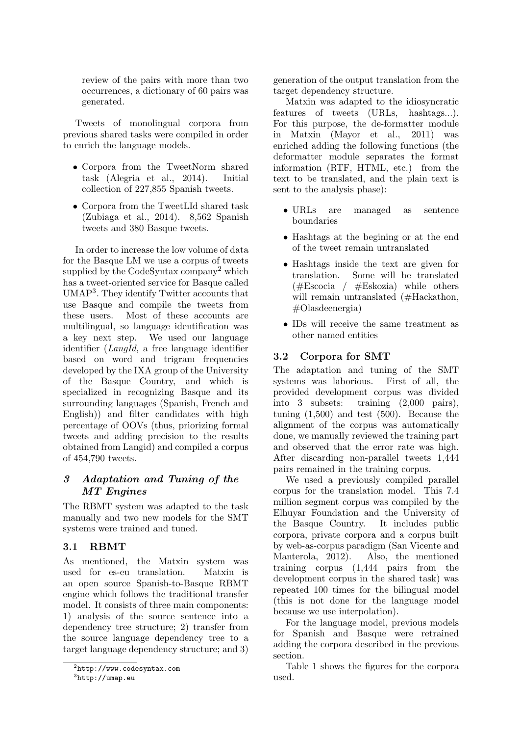review of the pairs with more than two occurrences, a dictionary of 60 pairs was generated.

Tweets of monolingual corpora from previous shared tasks were compiled in order to enrich the language models.

- Corpora from the TweetNorm shared task (Alegria et al., 2014). Initial collection of 227,855 Spanish tweets.
- Corpora from the TweetLId shared task (Zubiaga et al., 2014). 8,562 Spanish tweets and 380 Basque tweets.

In order to increase the low volume of data for the Basque LM we use a corpus of tweets supplied by the CodeSyntax company[2] which has a tweet-oriented service for Basque called UMAP[3]. They identify Twitter accounts that use Basque and compile the tweets from these users. Most of these accounts are multilingual, so language identification was a key next step. We used our language identifier (*LangId*, a free language identifier based on word and trigram frequencies developed by the IXA group of the University of the Basque Country, and which is specialized in recognizing Basque and its surrounding languages (Spanish, French and English)) and filter candidates with high percentage of OOVs (thus, priorizing formal tweets and adding precision to the results obtained from Langid) and compiled a corpus of 454,790 tweets.

## *3 Adaptation and Tuning of the MT Engines*

The RBMT system was adapted to the task manually and two new models for the SMT systems were trained and tuned.

### 3.1 RBMT

As mentioned, the Matxin system was used for es-eu translation. Matxin is an open source Spanish-to-Basque RBMT engine which follows the traditional transfer model. It consists of three main components: 1) analysis of the source sentence into a dependency tree structure; 2) transfer from the source language dependency tree to a target language dependency structure; and 3) generation of the output translation from the target dependency structure.

Matxin was adapted to the idiosyncratic features of tweets (URLs, hashtags...). For this purpose, the de-formatter module in Matxin (Mayor et al., 2011) was enriched adding the following functions (the deformatter module separates the format information (RTF, HTML, etc.) from the text to be translated, and the plain text is sent to the analysis phase):

- URLs are managed as sentence boundaries
- Hashtags at the begining or at the end of the tweet remain untranslated
- Hashtags inside the text are given for translation. Some will be translated (#Escocia / #Eskozia) while others will remain untranslated (#Hackathon, #Olasdeenergia)
- IDs will receive the same treatment as other named entities

### 3.2 Corpora for SMT

The adaptation and tuning of the SMT systems was laborious. First of all, the provided development corpus was divided into 3 subsets: training (2,000 pairs), tuning (1,500) and test (500). Because the alignment of the corpus was automatically done, we manually reviewed the training part and observed that the error rate was high. After discarding non-parallel tweets 1,444 pairs remained in the training corpus.

We used a previously compiled parallel corpus for the translation model. This 7.4 million segment corpus was compiled by the Elhuyar Foundation and the University of the Basque Country. It includes public corpora, private corpora and a corpus built by web-as-corpus paradigm (San Vicente and Manterola, 2012). Also, the mentioned training corpus (1,444 pairs from the development corpus in the shared task) was repeated 100 times for the bilingual model (this is not done for the language model because we use interpolation).

For the language model, previous models for Spanish and Basque were retrained adding the corpora described in the previous section.

Table 1 shows the figures for the corpora used.

[2] http://www.codesyntax.com

[3] http://umap.eu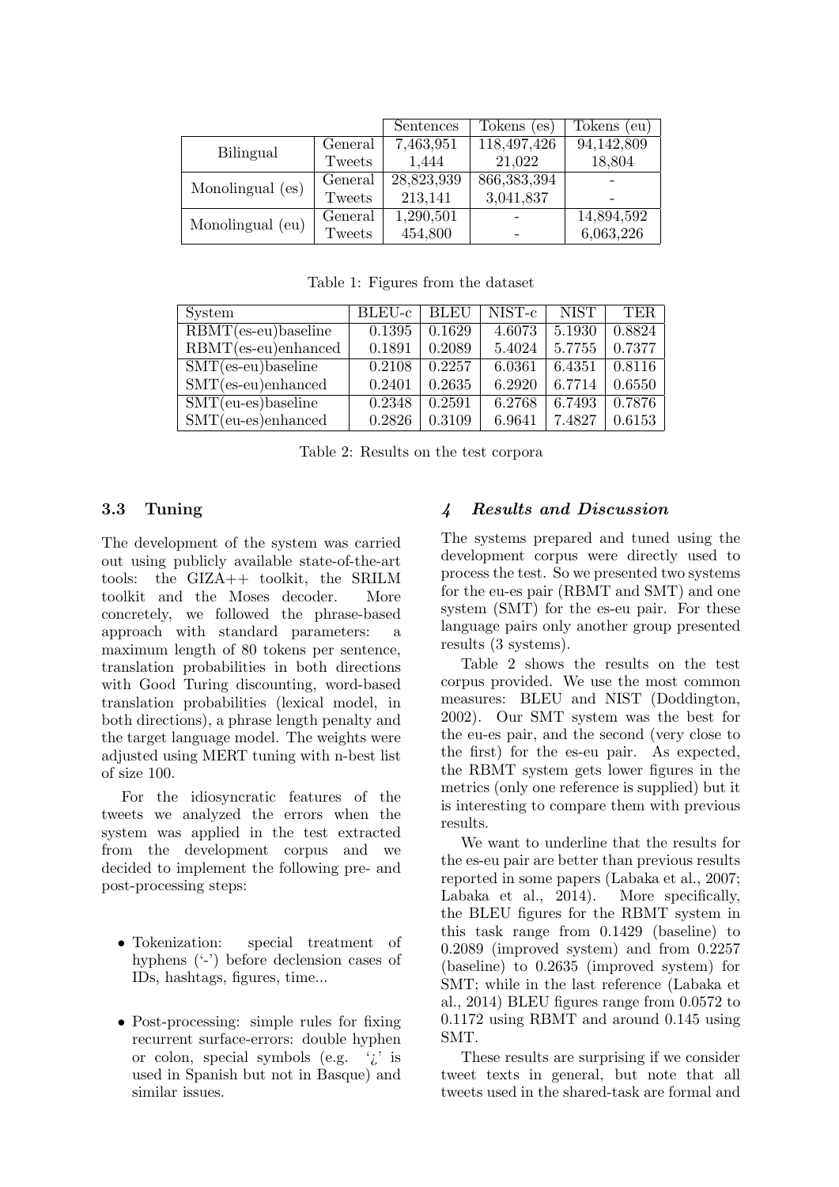|  |  | Sentences | Tokens (es) | Tokens (eu) |
| --- | --- | --- | --- | --- |
| Bilingual | General | 7,463,951 | 118,497,426 | 94,142,809 |
|  | Tweets | 1,444 | 21,022 | 18,804 |
| Monolingual (es) | General | 28,823,939 | 866,383,394 | - |
|  | Tweets | 213,141 | 3,041,837 | - |
| Monolingual (eu) | General | 1,290,501 | - | 14,894,592 |
|  | Tweets | 454,800 | - | 6,063,226 |

Table 1: Figures from the dataset

| System | BLEU-c | BLEU | NIST-c | NIST | TER |
| --- | --- | --- | --- | --- | --- |
| RBMT(es-eu)baseline | 0.1395 | 0.1629 | 4.6073 | 5.1930 | 0.8824 |
| RBMT(es-eu)enhanced | 0.1891 | 0.2089 | 5.4024 | 5.7755 | 0.7377 |
| SMT(es-eu)baseline | 0.2108 | 0.2257 | 6.0361 | 6.4351 | 0.8116 |
| SMT(es-eu)enhanced | 0.2401 | 0.2635 | 6.2920 | 6.7714 | 0.6550 |
| SMT(eu-es)baseline | 0.2348 | 0.2591 | 6.2768 | 6.7493 | 0.7876 |
| SMT(eu-es)enhanced | 0.2826 | 0.3109 | 6.9641 | 7.4827 | 0.6153 |

Table 2: Results on the test corpora

### 3.3 Tuning

The development of the system was carried out using publicly available state-of-the-art tools: the GIZA++ toolkit, the SRILM toolkit and the Moses decoder. More concretely, we followed the phrase-based approach with standard parameters: a maximum length of 80 tokens per sentence, translation probabilities in both directions with Good Turing discounting, word-based translation probabilities (lexical model, in both directions), a phrase length penalty and the target language model. The weights were adjusted using MERT tuning with n-best list of size 100.

For the idiosyncratic features of the tweets we analyzed the errors when the system was applied in the test extracted from the development corpus and we decided to implement the following pre- and post-processing steps:

- Tokenization: special treatment of hyphens ('-') before declension cases of IDs, hashtags, figures, time...
- Post-processing: simple rules for fixing recurrent surface-errors: double hyphen or colon, special symbols (e.g. '¿' is used in Spanish but not in Basque) and similar issues.

## 4 *Results and Discussion*

The systems prepared and tuned using the development corpus were directly used to process the test. So we presented two systems for the eu-es pair (RBMT and SMT) and one system (SMT) for the es-eu pair. For these language pairs only another group presented results (3 systems).

Table 2 shows the results on the test corpus provided. We use the most common measures: BLEU and NIST (Doddington, 2002). Our SMT system was the best for the eu-es pair, and the second (very close to the first) for the es-eu pair. As expected, the RBMT system gets lower figures in the metrics (only one reference is supplied) but it is interesting to compare them with previous results.

We want to underline that the results for the es-eu pair are better than previous results reported in some papers (Labaka et al., 2007; Labaka et al., 2014). More specifically, the BLEU figures for the RBMT system in this task range from 0.1429 (baseline) to 0.2089 (improved system) and from 0.2257 (baseline) to 0.2635 (improved system) for SMT; while in the last reference (Labaka et al., 2014) BLEU figures range from 0.0572 to 0.1172 using RBMT and around 0.145 using SMT.

These results are surprising if we consider tweet texts in general, but note that all tweets used in the shared-task are formal and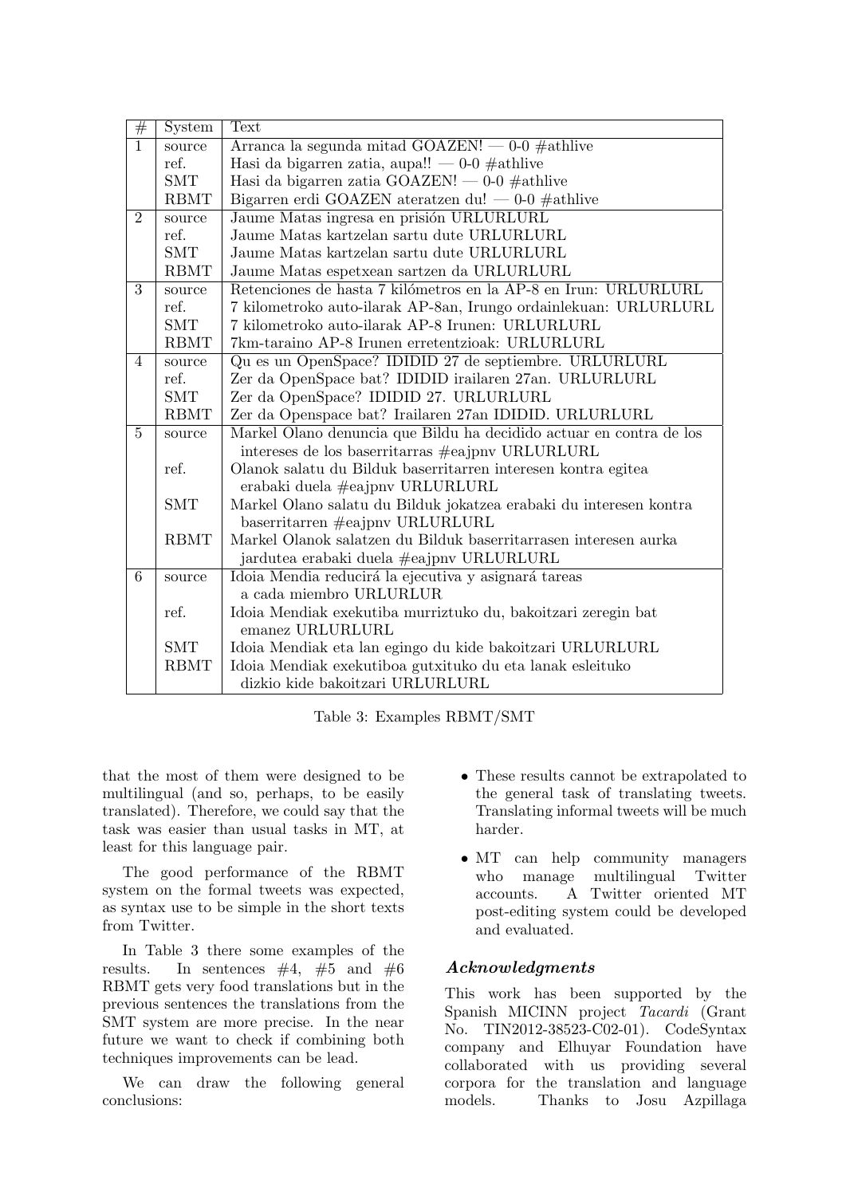| # | System | Text |
|---|---|---|
| 1 | source | Arranca la segunda mitad GOAZEN! — 0-0 #athlive |
| | ref. | Hasi da bigarren zatia, aupa!! — 0-0 #athlive |
| | SMT | Hasi da bigarren zatia GOAZEN! — 0-0 #athlive |
| | RBMT | Bigarren erdi GOAZEN ateratzen du! — 0-0 #athlive |
| 2 | source | Jaume Matas ingresa en prisión URLURLURL |
| | ref. | Jaume Matas kartzelan sartu dute URLURLURL |
| | SMT | Jaume Matas kartzelan sartu dute URLURLURL |
| | RBMT | Jaume Matas espetxean sartzen da URLURLURL |
| 3 | source | Retenciones de hasta 7 kilómetros en la AP-8 en Irun: URLURLURL |
| | ref. | 7 kilometroko auto-ilarak AP-8an, Irungo ordainlekuan: URLURLURL |
| | SMT | 7 kilometroko auto-ilarak AP-8 Irunen: URLURLURL |
| | RBMT | 7km-taraino AP-8 Irunen erretentzioak: URLURLURL |
| 4 | source | Qu es un OpenSpace? IDIDID 27 de septiembre. URLURLURL |
| | ref. | Zer da OpenSpace bat? IDIDID irailaren 27an. URLURLURL |
| | SMT | Zer da OpenSpace? IDIDID 27. URLURLURL |
| | RBMT | Zer da Openspace bat? Irailaren 27an IDIDID. URLURLURL |
| 5 | source | Markel Olano denuncia que Bildu ha decidido actuar en contra de los intereses de los baserritarras #eajpnv URLURLURL |
| | ref. | Olanok salatu du Bilduk baserritarren interesen kontra egitea erabaki duela #eajpnv URLURLURL |
| | SMT | Markel Olano salatu du Bilduk jokatzea erabaki du interesen kontra baserritarren #eajpnv URLURLURL |
| | RBMT | Markel Olanok salatzen du Bilduk baserritarrasen interesen aurka jardutea erabaki duela #eajpnv URLURLURL |
| 6 | source | Idoia Mendia reducirá la ejecutiva y asignará tareas a cada miembro URLURLUR |
| | ref. | Idoia Mendiak exekutiba murriztuko du, bakoitzari zeregin bat emanez URLURLURL |
| | SMT | Idoia Mendiak eta lan egingo du kide bakoitzari URLURLURL |
| | RBMT | Idoia Mendiak exekutiboa gutxituko du eta lanak esleituko dizkio kide bakoitzari URLURLURL |

Table 3: Examples RBMT/SMT

that the most of them were designed to be multilingual (and so, perhaps, to be easily translated). Therefore, we could say that the task was easier than usual tasks in MT, at least for this language pair.

The good performance of the RBMT system on the formal tweets was expected, as syntax use to be simple in the short texts from Twitter.

In Table 3 there some examples of the results. In sentences #4, #5 and #6 RBMT gets very food translations but in the previous sentences the translations from the SMT system are more precise. In the near future we want to check if combining both techniques improvements can be lead.

We can draw the following general conclusions:

- These results cannot be extrapolated to the general task of translating tweets. Translating informal tweets will be much harder.
- MT can help community managers who manage multilingual Twitter accounts. A Twitter oriented MT post-editing system could be developed and evaluated.

### *Acknowledgments*

This work has been supported by the Spanish MICINN project *Tacardi* (Grant No. TIN2012-38523-C02-01). CodeSyntax company and Elhuyar Foundation have collaborated with us providing several corpora for the translation and language models. Thanks to Josu Azpillaga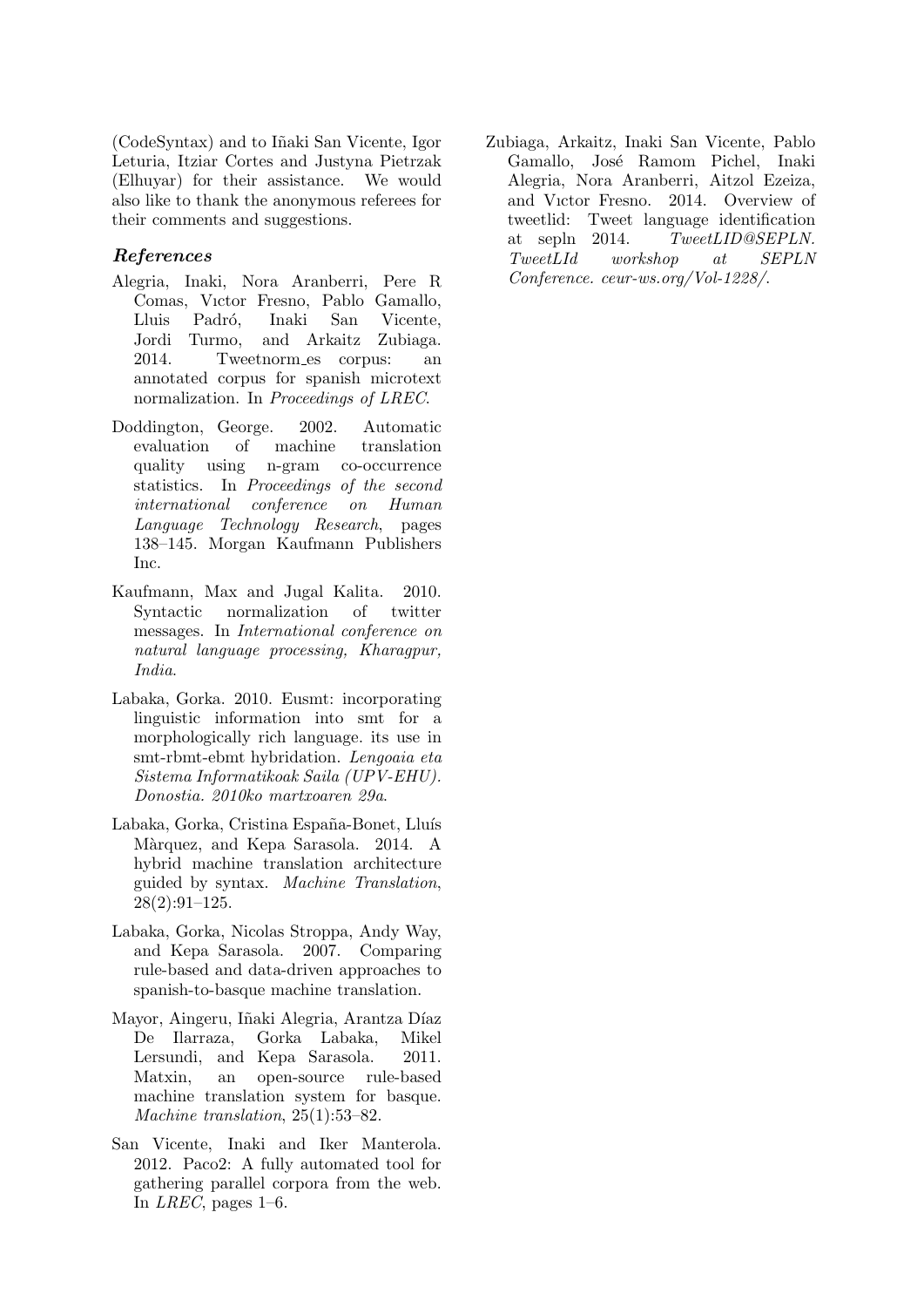(CodeSyntax) and to Iñaki San Vicente, Igor Leturia, Itziar Cortes and Justyna Pietrzak (Elhuyar) for their assistance. We would also like to thank the anonymous referees for their comments and suggestions.

### *References*

Alegria, Inaki, Nora Aranberri, Pere R Comas, Vıctor Fresno, Pablo Gamallo, Lluis Padró, Inaki San Vicente, Jordi Turmo, and Arkaitz Zubiaga. 2014. Tweetnorm_es corpus: an annotated corpus for spanish microtext normalization. In *Proceedings of LREC*.

Doddington, George. 2002. Automatic evaluation of machine translation quality using n-gram co-occurrence statistics. In *Proceedings of the second international conference on Human Language Technology Research*, pages 138–145. Morgan Kaufmann Publishers Inc.

Kaufmann, Max and Jugal Kalita. 2010. Syntactic normalization of twitter messages. In *International conference on natural language processing, Kharagpur, India*.

Labaka, Gorka. 2010. Eusmt: incorporating linguistic information into smt for a morphologically rich language. its use in smt-rbmt-ebmt hybridation. *Lengoaia eta Sistema Informatikoak Saila (UPV-EHU). Donostia. 2010ko martxoaren 29a*.

Labaka, Gorka, Cristina España-Bonet, Lluís Màrquez, and Kepa Sarasola. 2014. A hybrid machine translation architecture guided by syntax. *Machine Translation*, 28(2):91–125.

Labaka, Gorka, Nicolas Stroppa, Andy Way, and Kepa Sarasola. 2007. Comparing rule-based and data-driven approaches to spanish-to-basque machine translation.

Mayor, Aingeru, Iñaki Alegria, Arantza Díaz De Ilarraza, Gorka Labaka, Mikel Lersundi, and Kepa Sarasola. 2011. Matxin, an open-source rule-based machine translation system for basque. *Machine translation*, 25(1):53–82.

San Vicente, Inaki and Iker Manterola. 2012. Paco2: A fully automated tool for gathering parallel corpora from the web. In *LREC*, pages 1–6.

Zubiaga, Arkaitz, Inaki San Vicente, Pablo Gamallo, José Ramom Pichel, Inaki Alegria, Nora Aranberri, Aitzol Ezeiza, and Vıctor Fresno. 2014. Overview of tweetlid: Tweet language identification at sepln 2014. *TweetLID@SEPLN. TweetLId workshop at SEPLN Conference. ceur-ws.org/Vol-1228/*.